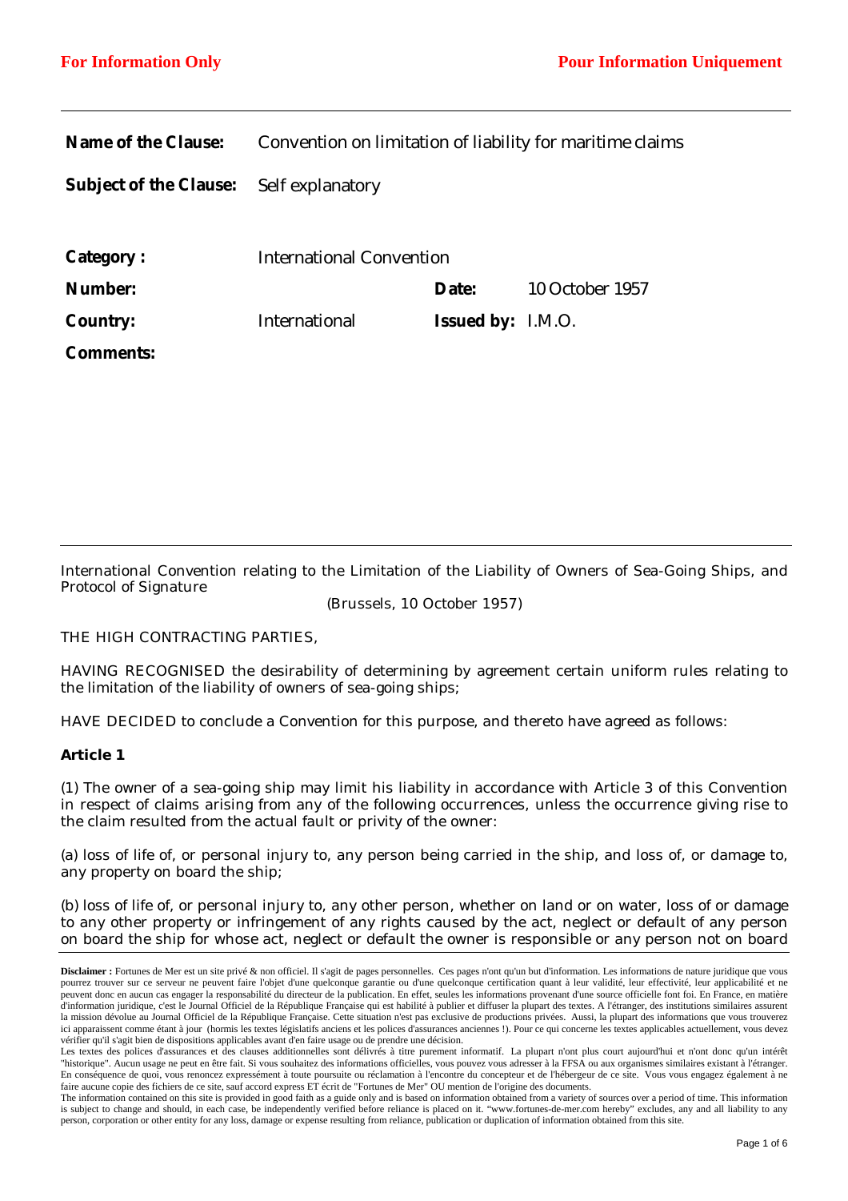**For Information Only** **Pour Information Uniquement**

| | | | |
|---|---|---|---|
| **Name of the Clause:** | Convention on limitation of liability for maritime claims | | |
| **Subject of the Clause:** | Self explanatory | | |
| **Category :** | International Convention | | |
| **Number:** | | **Date:** | 10 October 1957 |
| **Country:** | International | **Issued by:** | I.M.O. |
| **Comments:** | | | |

International Convention relating to the Limitation of the Liability of Owners of Sea-Going Ships, and Protocol of Signature

(Brussels, 10 October 1957)

THE HIGH CONTRACTING PARTIES,

HAVING RECOGNISED the desirability of determining by agreement certain uniform rules relating to the limitation of the liability of owners of sea-going ships;

HAVE DECIDED to conclude a Convention for this purpose, and thereto have agreed as follows:

**Article 1**

(1) The owner of a sea-going ship may limit his liability in accordance with Article 3 of this Convention in respect of claims arising from any of the following occurrences, unless the occurrence giving rise to the claim resulted from the actual fault or privity of the owner:

(a) loss of life of, or personal injury to, any person being carried in the ship, and loss of, or damage to, any property on board the ship;

(b) loss of life of, or personal injury to, any other person, whether on land or on water, loss of or damage to any other property or infringement of any rights caused by the act, neglect or default of any person on board the ship for whose act, neglect or default the owner is responsible or any person not on board

**Disclaimer :** Fortunes de Mer est un site privé & non officiel. Il s'agit de pages personnelles. Ces pages n'ont qu'un but d'information. Les informations de nature juridique que vous pourrez trouver sur ce serveur ne peuvent faire l'objet d'une quelconque garantie ou d'une quelconque certification quant à leur validité, leur effectivité, leur applicabilité et ne peuvent donc en aucun cas engager la responsabilité du directeur de la publication. En effet, seules les informations provenant d'une source officielle font foi. En France, en matière d'information juridique, c'est le Journal Officiel de la République Française qui est habilité à publier et diffuser la plupart des textes. A l'étranger, des institutions similaires assurent la mission dévolue au Journal Officiel de la République Française. Cette situation n'est pas exclusive de productions privées. Aussi, la plupart des informations que vous trouverez ici apparaissent comme étant à jour (hormis les textes législatifs anciens et les polices d'assurances anciennes !). Pour ce qui concerne les textes applicables actuellement, vous devez vérifier qu'il s'agit bien de dispositions applicables avant d'en faire usage ou de prendre une décision.
Les textes des polices d'assurances et des clauses additionnelles sont délivrés à titre purement informatif. La plupart n'ont plus court aujourd'hui et n'ont donc qu'un intérêt "historique". Aucun usage ne peut en être fait. Si vous souhaitez des informations officielles, vous pouvez vous adresser à la FFSA ou aux organismes similaires existant à l'étranger. En conséquence de quoi, vous renoncez expressément à toute poursuite ou réclamation à l'encontre du concepteur et de l'hébergeur de ce site. Vous vous engagez également à ne faire aucune copie des fichiers de ce site, sauf accord express ET écrit de "Fortunes de Mer" OU mention de l'origine des documents.
The information contained on this site is provided in good faith as a guide only and is based on information obtained from a variety of sources over a period of time. This information is subject to change and should, in each case, be independently verified before reliance is placed on it. "www.fortunes-de-mer.com hereby" excludes, any and all liability to any person, corporation or other entity for any loss, damage or expense resulting from reliance, publication or duplication of information obtained from this site.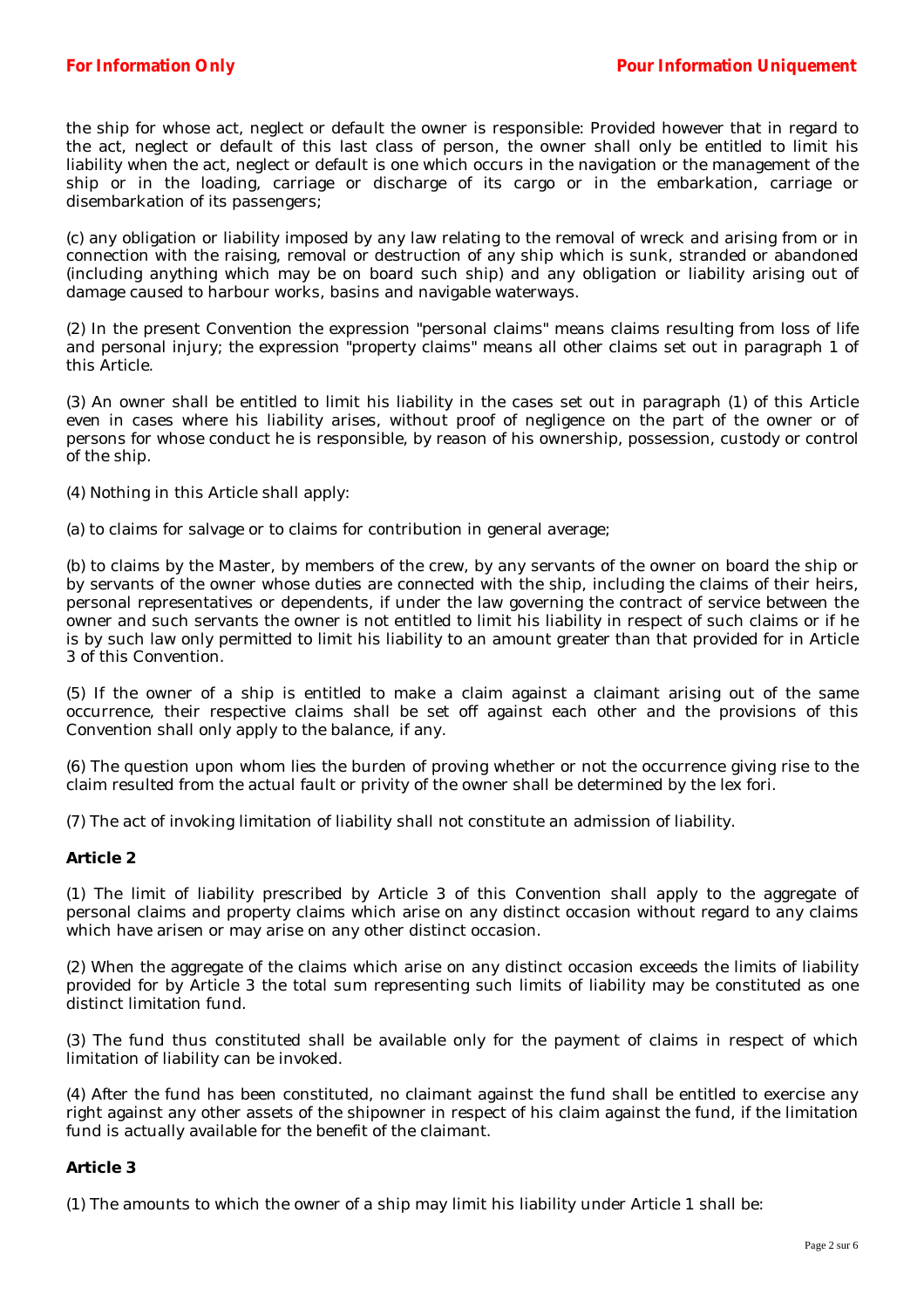the ship for whose act, neglect or default the owner is responsible: Provided however that in regard to the act, neglect or default of this last class of person, the owner shall only be entitled to limit his liability when the act, neglect or default is one which occurs in the navigation or the management of the ship or in the loading, carriage or discharge of its cargo or in the embarkation, carriage or disembarkation of its passengers;

(c) any obligation or liability imposed by any law relating to the removal of wreck and arising from or in connection with the raising, removal or destruction of any ship which is sunk, stranded or abandoned (including anything which may be on board such ship) and any obligation or liability arising out of damage caused to harbour works, basins and navigable waterways.

(2) In the present Convention the expression "personal claims" means claims resulting from loss of life and personal injury; the expression "property claims" means all other claims set out in paragraph 1 of this Article.

(3) An owner shall be entitled to limit his liability in the cases set out in paragraph (1) of this Article even in cases where his liability arises, without proof of negligence on the part of the owner or of persons for whose conduct he is responsible, by reason of his ownership, possession, custody or control of the ship.

(4) Nothing in this Article shall apply:

(a) to claims for salvage or to claims for contribution in general average;

(b) to claims by the Master, by members of the crew, by any servants of the owner on board the ship or by servants of the owner whose duties are connected with the ship, including the claims of their heirs, personal representatives or dependents, if under the law governing the contract of service between the owner and such servants the owner is not entitled to limit his liability in respect of such claims or if he is by such law only permitted to limit his liability to an amount greater than that provided for in Article 3 of this Convention.

(5) If the owner of a ship is entitled to make a claim against a claimant arising out of the same occurrence, their respective claims shall be set off against each other and the provisions of this Convention shall only apply to the balance, if any.

(6) The question upon whom lies the burden of proving whether or not the occurrence giving rise to the claim resulted from the actual fault or privity of the owner shall be determined by the lex fori.

(7) The act of invoking limitation of liability shall not constitute an admission of liability.

**Article 2**

(1) The limit of liability prescribed by Article 3 of this Convention shall apply to the aggregate of personal claims and property claims which arise on any distinct occasion without regard to any claims which have arisen or may arise on any other distinct occasion.

(2) When the aggregate of the claims which arise on any distinct occasion exceeds the limits of liability provided for by Article 3 the total sum representing such limits of liability may be constituted as one distinct limitation fund.

(3) The fund thus constituted shall be available only for the payment of claims in respect of which limitation of liability can be invoked.

(4) After the fund has been constituted, no claimant against the fund shall be entitled to exercise any right against any other assets of the shipowner in respect of his claim against the fund, if the limitation fund is actually available for the benefit of the claimant.

**Article 3**

(1) The amounts to which the owner of a ship may limit his liability under Article 1 shall be: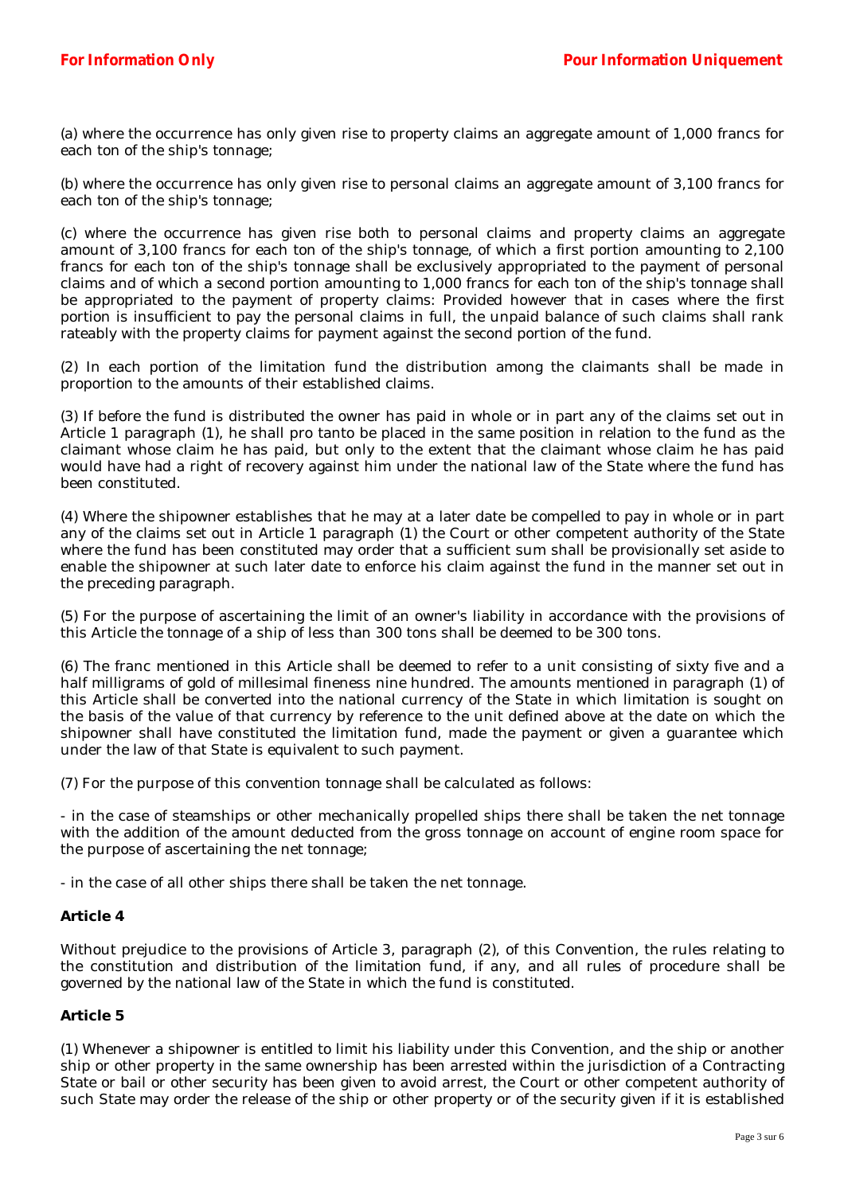(a) where the occurrence has only given rise to property claims an aggregate amount of 1,000 francs for each ton of the ship's tonnage;

(b) where the occurrence has only given rise to personal claims an aggregate amount of 3,100 francs for each ton of the ship's tonnage;

(c) where the occurrence has given rise both to personal claims and property claims an aggregate amount of 3,100 francs for each ton of the ship's tonnage, of which a first portion amounting to 2,100 francs for each ton of the ship's tonnage shall be exclusively appropriated to the payment of personal claims and of which a second portion amounting to 1,000 francs for each ton of the ship's tonnage shall be appropriated to the payment of property claims: Provided however that in cases where the first portion is insufficient to pay the personal claims in full, the unpaid balance of such claims shall rank rateably with the property claims for payment against the second portion of the fund.

(2) In each portion of the limitation fund the distribution among the claimants shall be made in proportion to the amounts of their established claims.

(3) If before the fund is distributed the owner has paid in whole or in part any of the claims set out in Article 1 paragraph (1), he shall pro tanto be placed in the same position in relation to the fund as the claimant whose claim he has paid, but only to the extent that the claimant whose claim he has paid would have had a right of recovery against him under the national law of the State where the fund has been constituted.

(4) Where the shipowner establishes that he may at a later date be compelled to pay in whole or in part any of the claims set out in Article 1 paragraph (1) the Court or other competent authority of the State where the fund has been constituted may order that a sufficient sum shall be provisionally set aside to enable the shipowner at such later date to enforce his claim against the fund in the manner set out in the preceding paragraph.

(5) For the purpose of ascertaining the limit of an owner's liability in accordance with the provisions of this Article the tonnage of a ship of less than 300 tons shall be deemed to be 300 tons.

(6) The franc mentioned in this Article shall be deemed to refer to a unit consisting of sixty five and a half milligrams of gold of millesimal fineness nine hundred. The amounts mentioned in paragraph (1) of this Article shall be converted into the national currency of the State in which limitation is sought on the basis of the value of that currency by reference to the unit defined above at the date on which the shipowner shall have constituted the limitation fund, made the payment or given a guarantee which under the law of that State is equivalent to such payment.

(7) For the purpose of this convention tonnage shall be calculated as follows:

- in the case of steamships or other mechanically propelled ships there shall be taken the net tonnage with the addition of the amount deducted from the gross tonnage on account of engine room space for the purpose of ascertaining the net tonnage;

- in the case of all other ships there shall be taken the net tonnage.

**Article 4**

Without prejudice to the provisions of Article 3, paragraph (2), of this Convention, the rules relating to the constitution and distribution of the limitation fund, if any, and all rules of procedure shall be governed by the national law of the State in which the fund is constituted.

**Article 5**

(1) Whenever a shipowner is entitled to limit his liability under this Convention, and the ship or another ship or other property in the same ownership has been arrested within the jurisdiction of a Contracting State or bail or other security has been given to avoid arrest, the Court or other competent authority of such State may order the release of the ship or other property or of the security given if it is established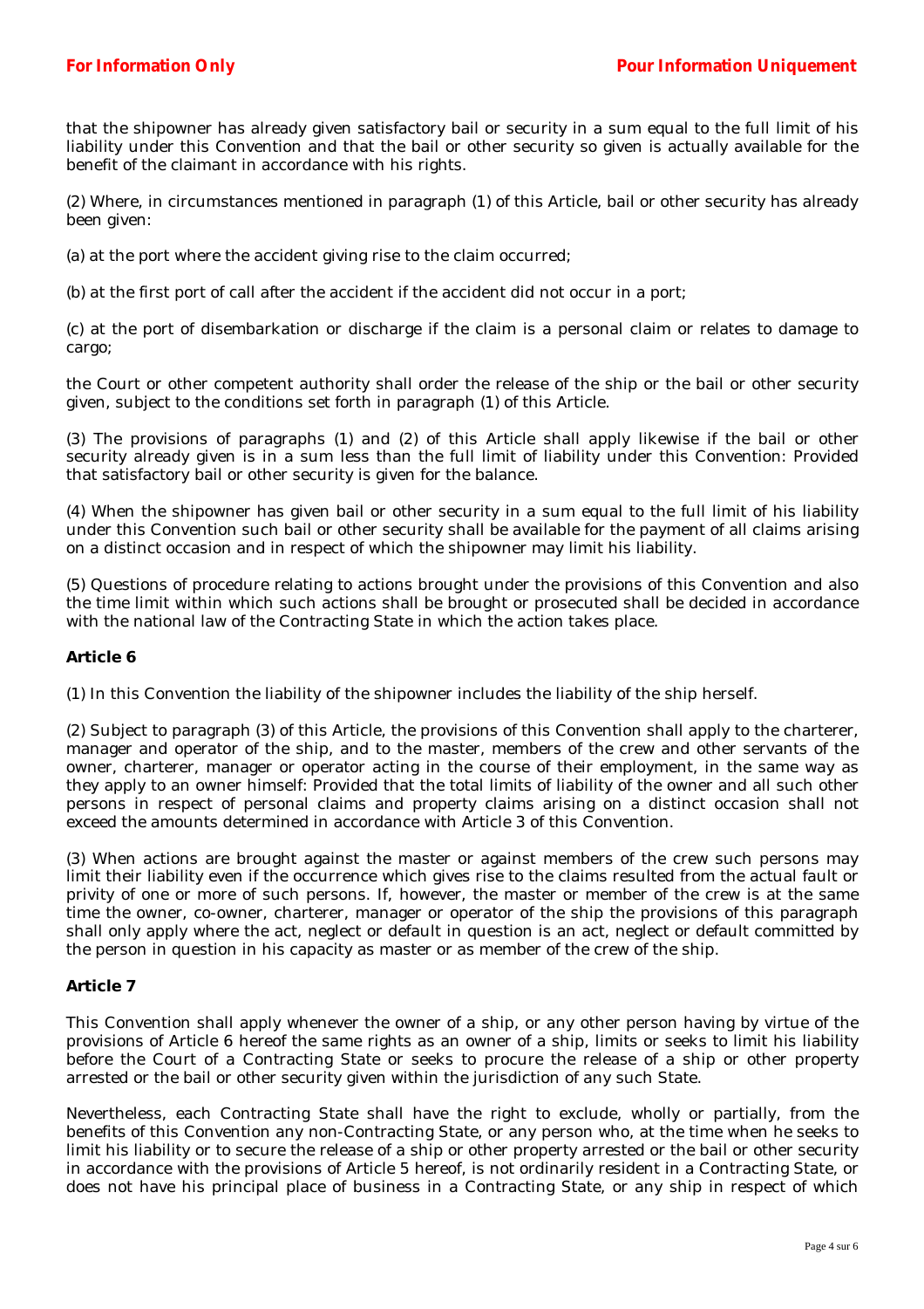that the shipowner has already given satisfactory bail or security in a sum equal to the full limit of his liability under this Convention and that the bail or other security so given is actually available for the benefit of the claimant in accordance with his rights.

(2) Where, in circumstances mentioned in paragraph (1) of this Article, bail or other security has already been given:

(a) at the port where the accident giving rise to the claim occurred;

(b) at the first port of call after the accident if the accident did not occur in a port;

(c) at the port of disembarkation or discharge if the claim is a personal claim or relates to damage to cargo;

the Court or other competent authority shall order the release of the ship or the bail or other security given, subject to the conditions set forth in paragraph (1) of this Article.

(3) The provisions of paragraphs (1) and (2) of this Article shall apply likewise if the bail or other security already given is in a sum less than the full limit of liability under this Convention: Provided that satisfactory bail or other security is given for the balance.

(4) When the shipowner has given bail or other security in a sum equal to the full limit of his liability under this Convention such bail or other security shall be available for the payment of all claims arising on a distinct occasion and in respect of which the shipowner may limit his liability.

(5) Questions of procedure relating to actions brought under the provisions of this Convention and also the time limit within which such actions shall be brought or prosecuted shall be decided in accordance with the national law of the Contracting State in which the action takes place.

**Article 6**

(1) In this Convention the liability of the shipowner includes the liability of the ship herself.

(2) Subject to paragraph (3) of this Article, the provisions of this Convention shall apply to the charterer, manager and operator of the ship, and to the master, members of the crew and other servants of the owner, charterer, manager or operator acting in the course of their employment, in the same way as they apply to an owner himself: Provided that the total limits of liability of the owner and all such other persons in respect of personal claims and property claims arising on a distinct occasion shall not exceed the amounts determined in accordance with Article 3 of this Convention.

(3) When actions are brought against the master or against members of the crew such persons may limit their liability even if the occurrence which gives rise to the claims resulted from the actual fault or privity of one or more of such persons. If, however, the master or member of the crew is at the same time the owner, co-owner, charterer, manager or operator of the ship the provisions of this paragraph shall only apply where the act, neglect or default in question is an act, neglect or default committed by the person in question in his capacity as master or as member of the crew of the ship.

**Article 7**

This Convention shall apply whenever the owner of a ship, or any other person having by virtue of the provisions of Article 6 hereof the same rights as an owner of a ship, limits or seeks to limit his liability before the Court of a Contracting State or seeks to procure the release of a ship or other property arrested or the bail or other security given within the jurisdiction of any such State.

Nevertheless, each Contracting State shall have the right to exclude, wholly or partially, from the benefits of this Convention any non-Contracting State, or any person who, at the time when he seeks to limit his liability or to secure the release of a ship or other property arrested or the bail or other security in accordance with the provisions of Article 5 hereof, is not ordinarily resident in a Contracting State, or does not have his principal place of business in a Contracting State, or any ship in respect of which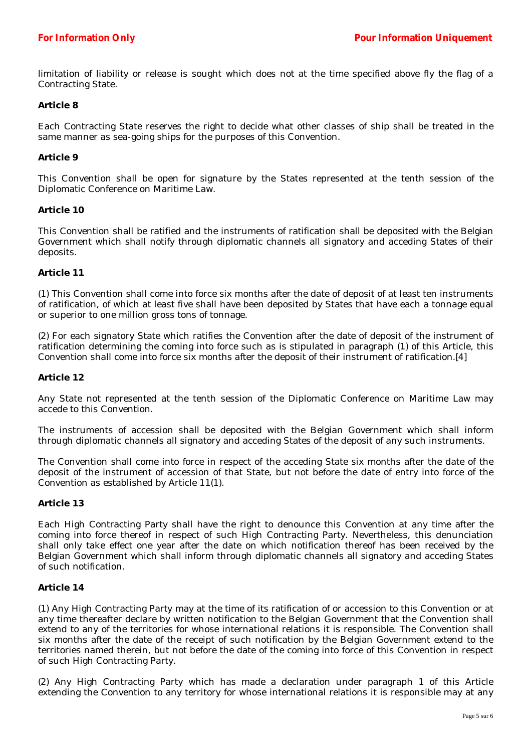limitation of liability or release is sought which does not at the time specified above fly the flag of a Contracting State.

**Article 8**

Each Contracting State reserves the right to decide what other classes of ship shall be treated in the same manner as sea-going ships for the purposes of this Convention.

**Article 9**

This Convention shall be open for signature by the States represented at the tenth session of the Diplomatic Conference on Maritime Law.

**Article 10**

This Convention shall be ratified and the instruments of ratification shall be deposited with the Belgian Government which shall notify through diplomatic channels all signatory and acceding States of their deposits.

**Article 11**

(1) This Convention shall come into force six months after the date of deposit of at least ten instruments of ratification, of which at least five shall have been deposited by States that have each a tonnage equal or superior to one million gross tons of tonnage.

(2) For each signatory State which ratifies the Convention after the date of deposit of the instrument of ratification determining the coming into force such as is stipulated in paragraph (1) of this Article, this Convention shall come into force six months after the deposit of their instrument of ratification.[4]

**Article 12**

Any State not represented at the tenth session of the Diplomatic Conference on Maritime Law may accede to this Convention.

The instruments of accession shall be deposited with the Belgian Government which shall inform through diplomatic channels all signatory and acceding States of the deposit of any such instruments.

The Convention shall come into force in respect of the acceding State six months after the date of the deposit of the instrument of accession of that State, but not before the date of entry into force of the Convention as established by Article 11(1).

**Article 13**

Each High Contracting Party shall have the right to denounce this Convention at any time after the coming into force thereof in respect of such High Contracting Party. Nevertheless, this denunciation shall only take effect one year after the date on which notification thereof has been received by the Belgian Government which shall inform through diplomatic channels all signatory and acceding States of such notification.

**Article 14**

(1) Any High Contracting Party may at the time of its ratification of or accession to this Convention or at any time thereafter declare by written notification to the Belgian Government that the Convention shall extend to any of the territories for whose international relations it is responsible. The Convention shall six months after the date of the receipt of such notification by the Belgian Government extend to the territories named therein, but not before the date of the coming into force of this Convention in respect of such High Contracting Party.

(2) Any High Contracting Party which has made a declaration under paragraph 1 of this Article extending the Convention to any territory for whose international relations it is responsible may at any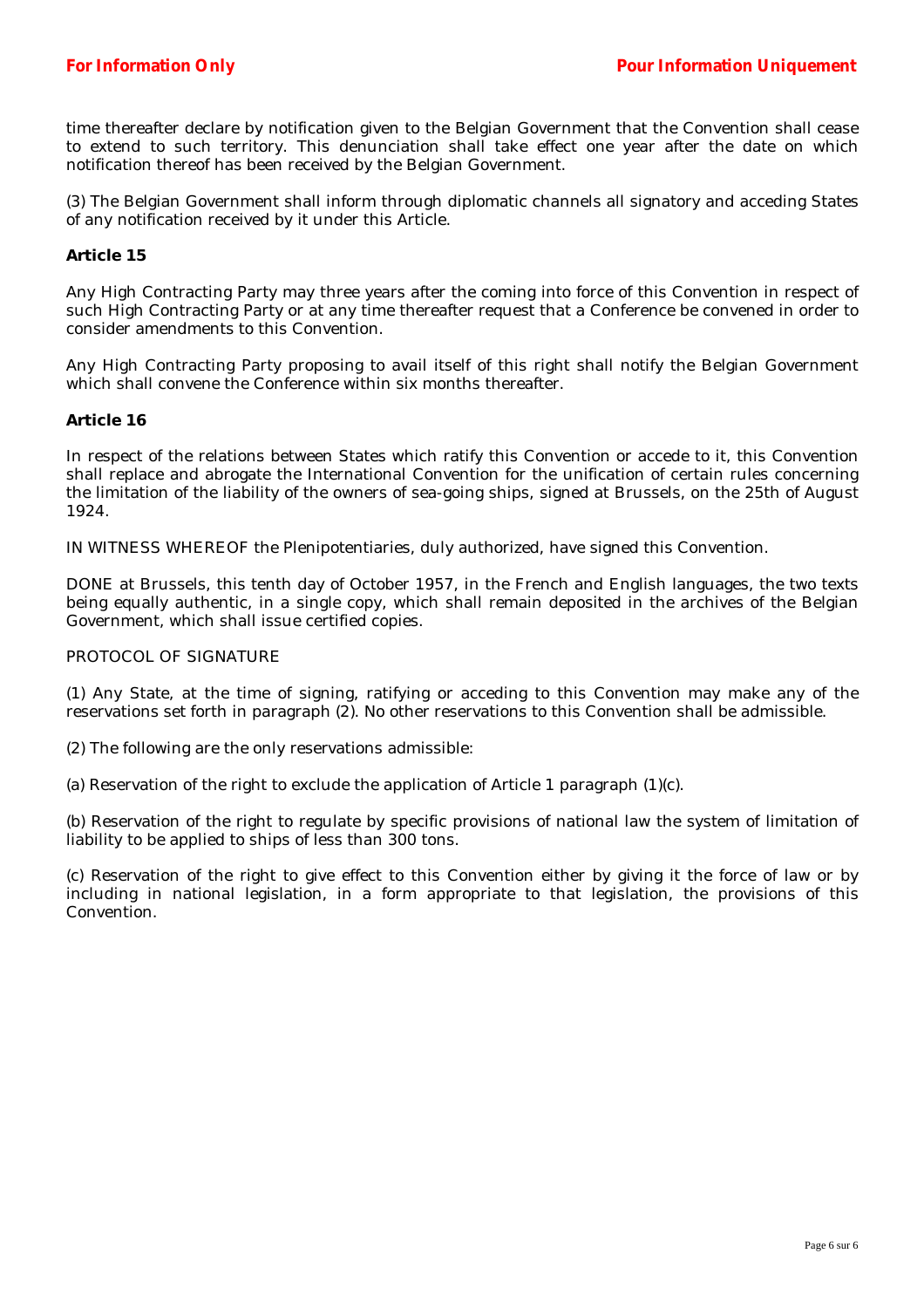time thereafter declare by notification given to the Belgian Government that the Convention shall cease to extend to such territory. This denunciation shall take effect one year after the date on which notification thereof has been received by the Belgian Government.

(3) The Belgian Government shall inform through diplomatic channels all signatory and acceding States of any notification received by it under this Article.

**Article 15**

Any High Contracting Party may three years after the coming into force of this Convention in respect of such High Contracting Party or at any time thereafter request that a Conference be convened in order to consider amendments to this Convention.

Any High Contracting Party proposing to avail itself of this right shall notify the Belgian Government which shall convene the Conference within six months thereafter.

**Article 16**

In respect of the relations between States which ratify this Convention or accede to it, this Convention shall replace and abrogate the International Convention for the unification of certain rules concerning the limitation of the liability of the owners of sea-going ships, signed at Brussels, on the 25th of August 1924.

IN WITNESS WHEREOF the Plenipotentiaries, duly authorized, have signed this Convention.

DONE at Brussels, this tenth day of October 1957, in the French and English languages, the two texts being equally authentic, in a single copy, which shall remain deposited in the archives of the Belgian Government, which shall issue certified copies.

PROTOCOL OF SIGNATURE

(1) Any State, at the time of signing, ratifying or acceding to this Convention may make any of the reservations set forth in paragraph (2). No other reservations to this Convention shall be admissible.

(2) The following are the only reservations admissible:

(a) Reservation of the right to exclude the application of Article 1 paragraph (1)(c).

(b) Reservation of the right to regulate by specific provisions of national law the system of limitation of liability to be applied to ships of less than 300 tons.

(c) Reservation of the right to give effect to this Convention either by giving it the force of law or by including in national legislation, in a form appropriate to that legislation, the provisions of this Convention.